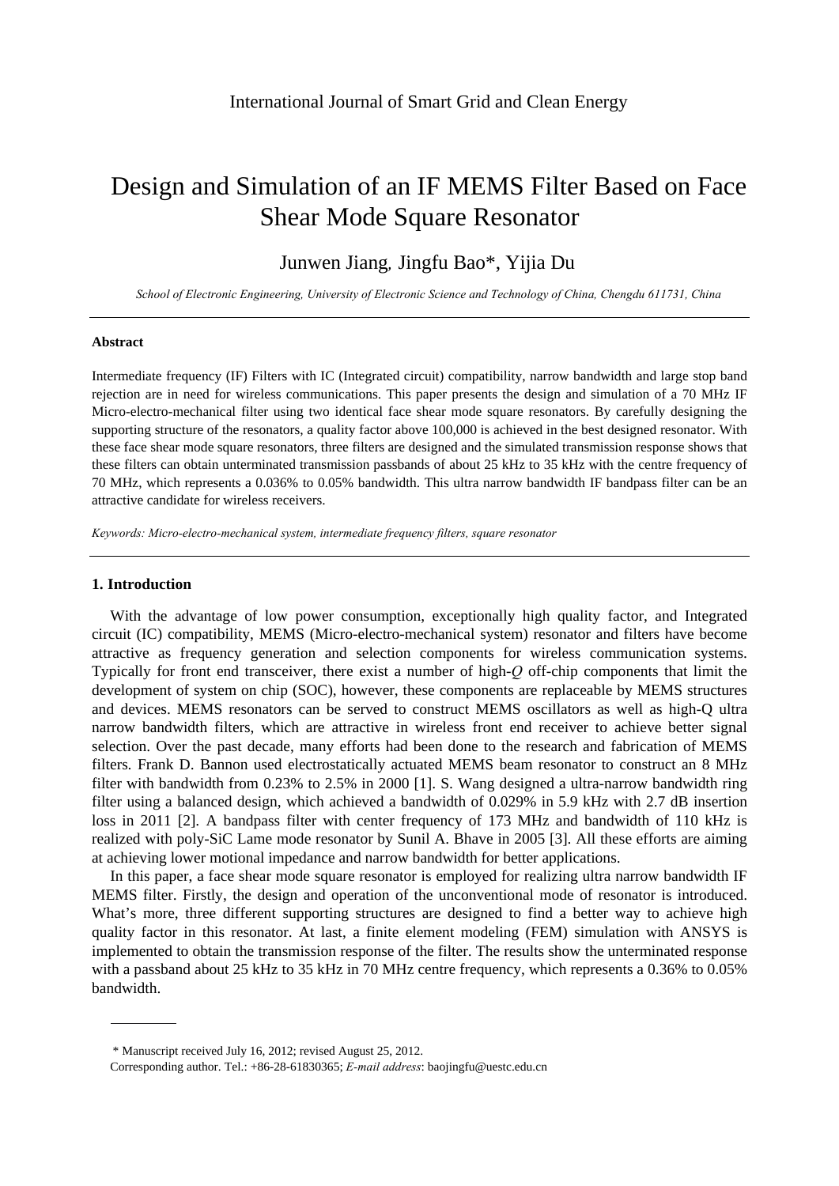# Design and Simulation of an IF MEMS Filter Based on Face Shear Mode Square Resonator

Junwen Jiang, Jingfu Bao*, Yijia Du

*School of Electronic Engineering, University of Electronic Science and Technology of China, Chengdu 611731, China*

---

### Abstract

Intermediate frequency (IF) Filters with IC (Integrated circuit) compatibility, narrow bandwidth and large stop band rejection are in need for wireless communications. This paper presents the design and simulation of a 70 MHz IF Micro-electro-mechanical filter using two identical face shear mode square resonators. By carefully designing the supporting structure of the resonators, a quality factor above 100,000 is achieved in the best designed resonator. With these face shear mode square resonators, three filters are designed and the simulated transmission response shows that these filters can obtain unterminated transmission passbands of about 25 kHz to 35 kHz with the centre frequency of 70 MHz, which represents a 0.036% to 0.05% bandwidth. This ultra narrow bandwidth IF bandpass filter can be an attractive candidate for wireless receivers.

*Keywords: Micro-electro-mechanical system, intermediate frequency filters, square resonator*

---

### 1. Introduction

With the advantage of low power consumption, exceptionally high quality factor, and Integrated circuit (IC) compatibility, MEMS (Micro-electro-mechanical system) resonator and filters have become attractive as frequency generation and selection components for wireless communication systems. Typically for front end transceiver, there exist a number of high-*Q* off-chip components that limit the development of system on chip (SOC), however, these components are replaceable by MEMS structures and devices. MEMS resonators can be served to construct MEMS oscillators as well as high-Q ultra narrow bandwidth filters, which are attractive in wireless front end receiver to achieve better signal selection. Over the past decade, many efforts had been done to the research and fabrication of MEMS filters. Frank D. Bannon used electrostatically actuated MEMS beam resonator to construct an 8 MHz filter with bandwidth from 0.23% to 2.5% in 2000 [1]. S. Wang designed a ultra-narrow bandwidth ring filter using a balanced design, which achieved a bandwidth of 0.029% in 5.9 kHz with 2.7 dB insertion loss in 2011 [2]. A bandpass filter with center frequency of 173 MHz and bandwidth of 110 kHz is realized with poly-SiC Lame mode resonator by Sunil A. Bhave in 2005 [3]. All these efforts are aiming at achieving lower motional impedance and narrow bandwidth for better applications.

In this paper, a face shear mode square resonator is employed for realizing ultra narrow bandwidth IF MEMS filter. Firstly, the design and operation of the unconventional mode of resonator is introduced. What's more, three different supporting structures are designed to find a better way to achieve high quality factor in this resonator. At last, a finite element modeling (FEM) simulation with ANSYS is implemented to obtain the transmission response of the filter. The results show the unterminated response with a passband about 25 kHz to 35 kHz in 70 MHz centre frequency, which represents a 0.36% to 0.05% bandwidth.

---

\* Manuscript received July 16, 2012; revised August 25, 2012.

Corresponding author. Tel.: +86-28-61830365; *E-mail address*: baojingfu@uestc.edu.cn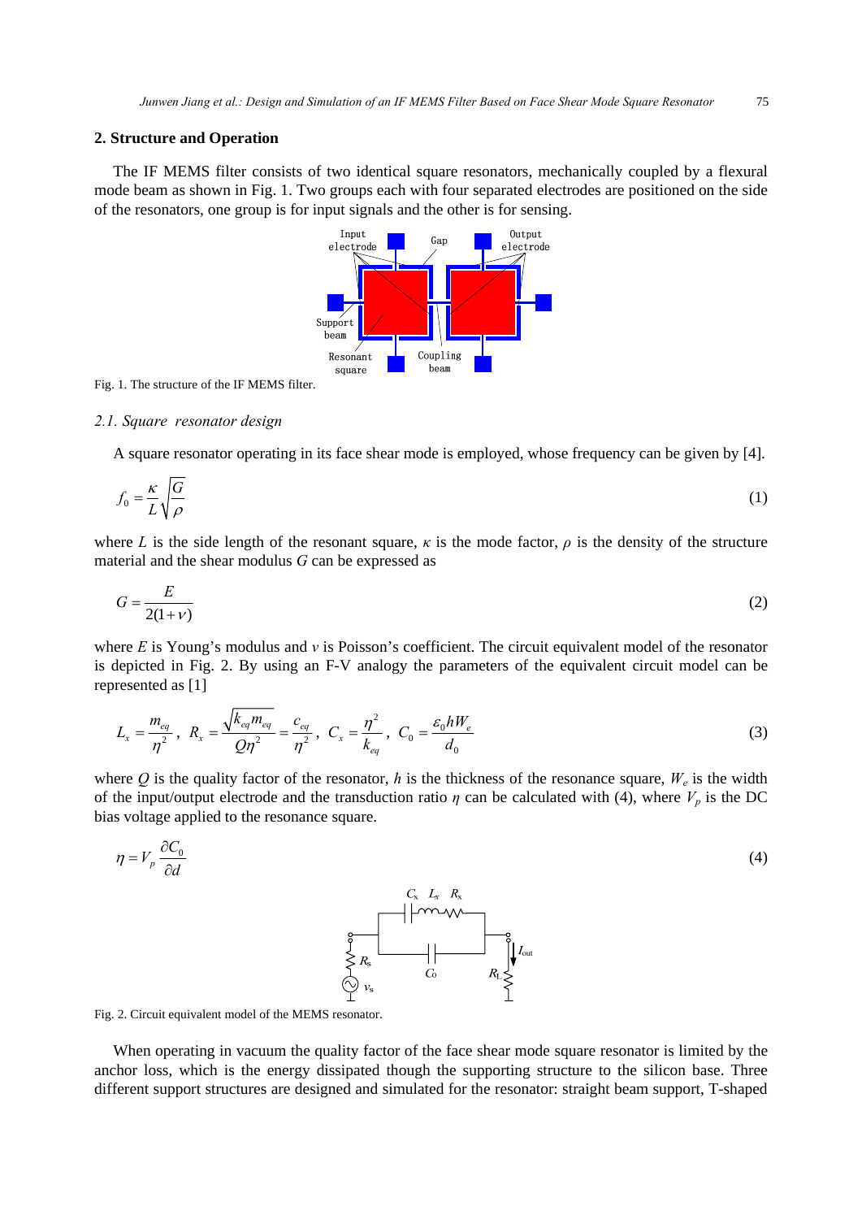## 2. Structure and Operation

The IF MEMS filter consists of two identical square resonators, mechanically coupled by a flexural mode beam as shown in Fig. 1. Two groups each with four separated electrodes are positioned on the side of the resonators, one group is for input signals and the other is for sensing.

Fig. 1. The structure of the IF MEMS filter.

### *2.1. Square resonator design*

A square resonator operating in its face shear mode is employed, whose frequency can be given by [4].

$$f_0 = \frac{\kappa}{L}\sqrt{\frac{G}{\rho}} \tag{1}$$

where $L$ is the side length of the resonant square, $\kappa$ is the mode factor, $\rho$ is the density of the structure material and the shear modulus $G$ can be expressed as

$$G = \frac{E}{2(1+\nu)} \tag{2}$$

where $E$ is Young's modulus and $v$ is Poisson's coefficient. The circuit equivalent model of the resonator is depicted in Fig. 2. By using an F-V analogy the parameters of the equivalent circuit model can be represented as [1]

$$L_x = \frac{m_{eq}}{\eta^2},\ R_x = \frac{\sqrt{k_{eq}m_{eq}}}{Q\eta^2} = \frac{c_{eq}}{\eta^2},\ C_x = \frac{\eta^2}{k_{eq}},\ C_0 = \frac{\varepsilon_0 h W_e}{d_0} \tag{3}$$

where $Q$ is the quality factor of the resonator, $h$ is the thickness of the resonance square, $W_e$ is the width of the input/output electrode and the transduction ratio $\eta$ can be calculated with (4), where $V_p$ is the DC bias voltage applied to the resonance square.

$$\eta = V_p\frac{\partial C_0}{\partial d} \tag{4}$$

Fig. 2. Circuit equivalent model of the MEMS resonator.

When operating in vacuum the quality factor of the face shear mode square resonator is limited by the anchor loss, which is the energy dissipated though the supporting structure to the silicon base. Three different support structures are designed and simulated for the resonator: straight beam support, T-shaped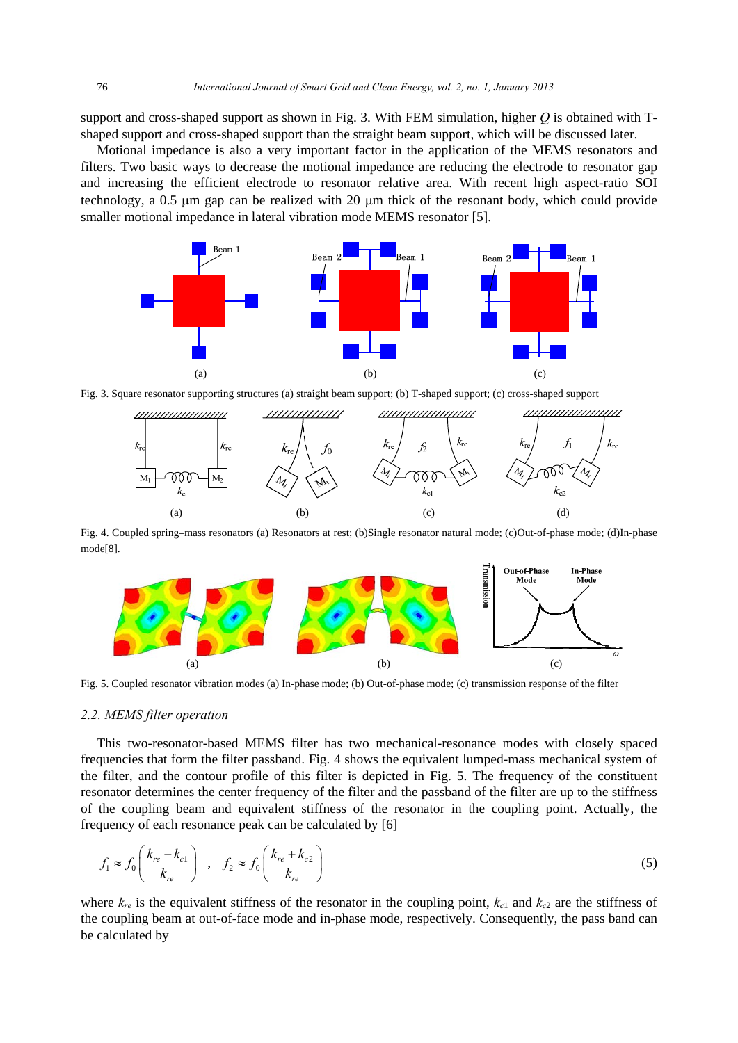support and cross-shaped support as shown in Fig. 3. With FEM simulation, higher $Q$ is obtained with T-shaped support and cross-shaped support than the straight beam support, which will be discussed later.

Motional impedance is also a very important factor in the application of the MEMS resonators and filters. Two basic ways to decrease the motional impedance are reducing the electrode to resonator gap and increasing the efficient electrode to resonator relative area. With recent high aspect-ratio SOI technology, a 0.5 μm gap can be realized with 20 μm thick of the resonant body, which could provide smaller motional impedance in lateral vibration mode MEMS resonator [5].

Fig. 3. Square resonator supporting structures (a) straight beam support; (b) T-shaped support; (c) cross-shaped support

Fig. 4. Coupled spring–mass resonators (a) Resonators at rest; (b)Single resonator natural mode; (c)Out-of-phase mode; (d)In-phase mode[8].

Fig. 5. Coupled resonator vibration modes (a) In-phase mode; (b) Out-of-phase mode; (c) transmission response of the filter

### *2.2. MEMS filter operation*

This two-resonator-based MEMS filter has two mechanical-resonance modes with closely spaced frequencies that form the filter passband. Fig. 4 shows the equivalent lumped-mass mechanical system of the filter, and the contour profile of this filter is depicted in Fig. 5. The frequency of the constituent resonator determines the center frequency of the filter and the passband of the filter are up to the stiffness of the coupling beam and equivalent stiffness of the resonator in the coupling point. Actually, the frequency of each resonance peak can be calculated by [6]

$$f_1 \approx f_0\left(\frac{k_{re}-k_{c1}}{k_{re}}\right) \quad , \quad f_2 \approx f_0\left(\frac{k_{re}+k_{c2}}{k_{re}}\right) \tag{5}$$

where $k_{re}$ is the equivalent stiffness of the resonator in the coupling point, $k_{c1}$ and $k_{c2}$ are the stiffness of the coupling beam at out-of-face mode and in-phase mode, respectively. Consequently, the pass band can be calculated by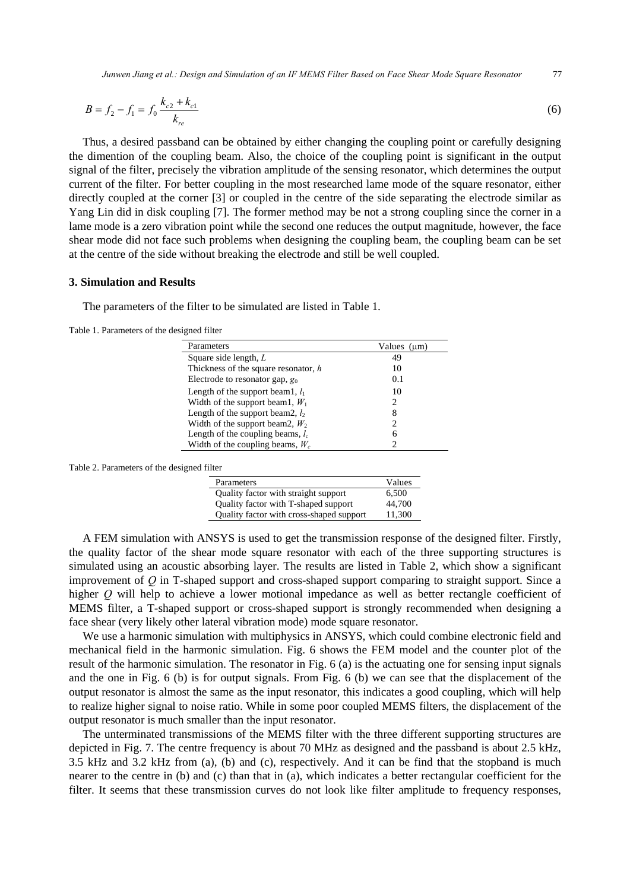$$B = f_2 - f_1 = f_0 \frac{k_{c2} + k_{c1}}{k_{re}} \tag{6}$$

Thus, a desired passband can be obtained by either changing the coupling point or carefully designing the dimention of the coupling beam. Also, the choice of the coupling point is significant in the output signal of the filter, precisely the vibration amplitude of the sensing resonator, which determines the output current of the filter. For better coupling in the most researched lame mode of the square resonator, either directly coupled at the corner [3] or coupled in the centre of the side separating the electrode similar as Yang Lin did in disk coupling [7]. The former method may be not a strong coupling since the corner in a lame mode is a zero vibration point while the second one reduces the output magnitude, however, the face shear mode did not face such problems when designing the coupling beam, the coupling beam can be set at the centre of the side without breaking the electrode and still be well coupled.

## 3. Simulation and Results

The parameters of the filter to be simulated are listed in Table 1.

Table 1. Parameters of the designed filter

| Parameters | Values (μm) |
|---|---|
| Square side length, $L$ | 49 |
| Thickness of the square resonator, $h$ | 10 |
| Electrode to resonator gap, $g_0$ | 0.1 |
| Length of the support beam1, $l_1$ | 10 |
| Width of the support beam1, $W_1$ | 2 |
| Length of the support beam2, $l_2$ | 8 |
| Width of the support beam2, $W_2$ | 2 |
| Length of the coupling beams, $l_c$ | 6 |
| Width of the coupling beams, $W_c$ | 2 |

Table 2. Parameters of the designed filter

| Parameters | Values |
|---|---|
| Quality factor with straight support | 6,500 |
| Quality factor with T-shaped support | 44,700 |
| Quality factor with cross-shaped support | 11,300 |

A FEM simulation with ANSYS is used to get the transmission response of the designed filter. Firstly, the quality factor of the shear mode square resonator with each of the three supporting structures is simulated using an acoustic absorbing layer. The results are listed in Table 2, which show a significant improvement of $Q$ in T-shaped support and cross-shaped support comparing to straight support. Since a higher $Q$ will help to achieve a lower motional impedance as well as better rectangle coefficient of MEMS filter, a T-shaped support or cross-shaped support is strongly recommended when designing a face shear (very likely other lateral vibration mode) mode square resonator.

We use a harmonic simulation with multiphysics in ANSYS, which could combine electronic field and mechanical field in the harmonic simulation. Fig. 6 shows the FEM model and the counter plot of the result of the harmonic simulation. The resonator in Fig. 6 (a) is the actuating one for sensing input signals and the one in Fig. 6 (b) is for output signals. From Fig. 6 (b) we can see that the displacement of the output resonator is almost the same as the input resonator, this indicates a good coupling, which will help to realize higher signal to noise ratio. While in some poor coupled MEMS filters, the displacement of the output resonator is much smaller than the input resonator.

The unterminated transmissions of the MEMS filter with the three different supporting structures are depicted in Fig. 7. The centre frequency is about 70 MHz as designed and the passband is about 2.5 kHz, 3.5 kHz and 3.2 kHz from (a), (b) and (c), respectively. And it can be find that the stopband is much nearer to the centre in (b) and (c) than that in (a), which indicates a better rectangular coefficient for the filter. It seems that these transmission curves do not look like filter amplitude to frequency responses,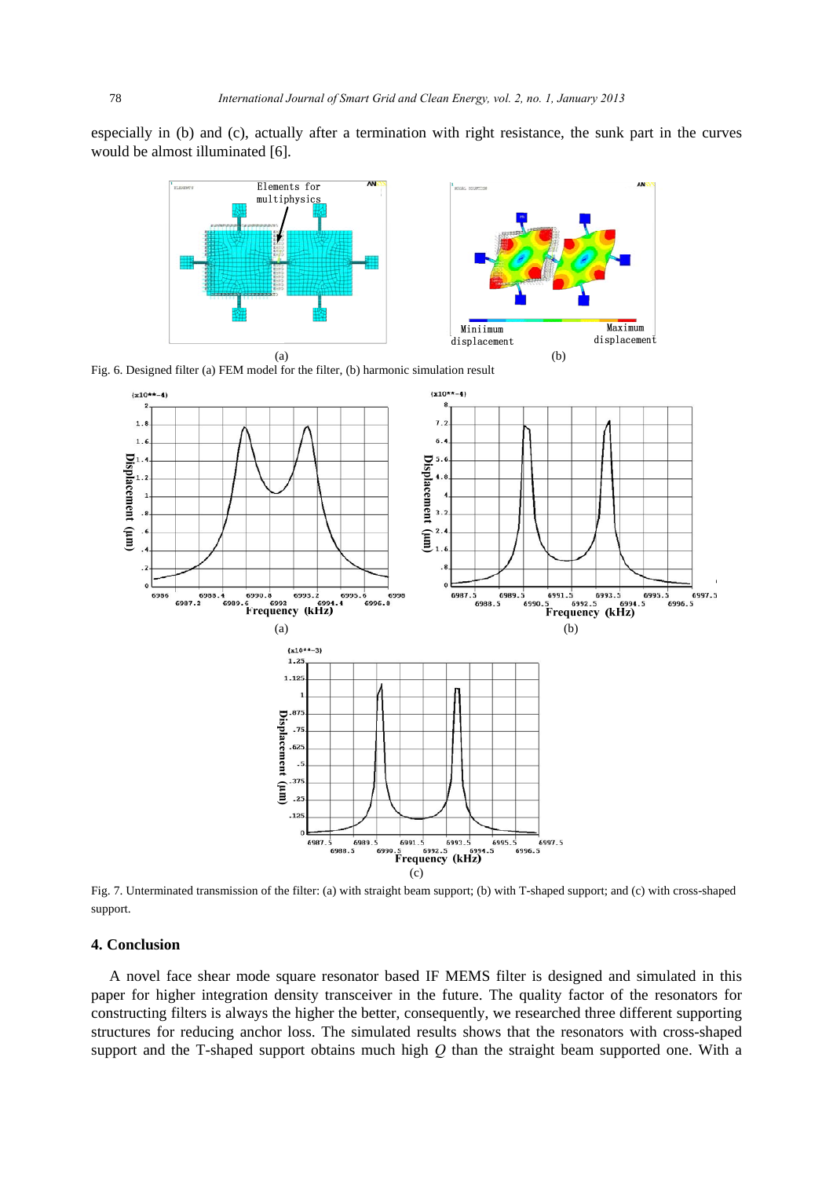especially in (b) and (c), actually after a termination with right resistance, the sunk part in the curves would be almost illuminated [6].

Fig. 6. Designed filter (a) FEM model for the filter, (b) harmonic simulation result

Fig. 7. Unterminated transmission of the filter: (a) with straight beam support; (b) with T-shaped support; and (c) with cross-shaped support.

## 4. Conclusion

A novel face shear mode square resonator based IF MEMS filter is designed and simulated in this paper for higher integration density transceiver in the future. The quality factor of the resonators for constructing filters is always the higher the better, consequently, we researched three different supporting structures for reducing anchor loss. The simulated results shows that the resonators with cross-shaped support and the T-shaped support obtains much high $Q$ than the straight beam supported one. With a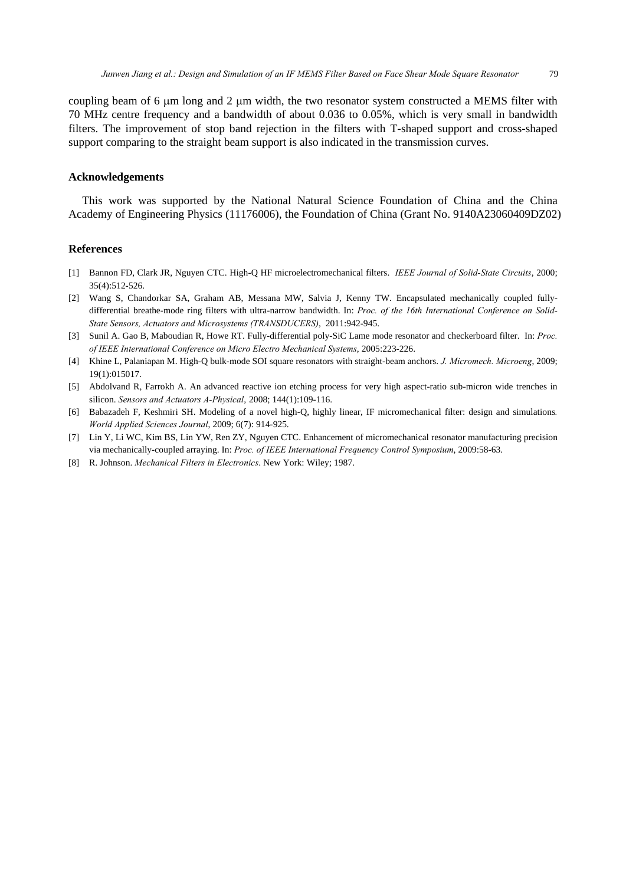coupling beam of 6 μm long and 2 μm width, the two resonator system constructed a MEMS filter with 70 MHz centre frequency and a bandwidth of about 0.036 to 0.05%, which is very small in bandwidth filters. The improvement of stop band rejection in the filters with T-shaped support and cross-shaped support comparing to the straight beam support is also indicated in the transmission curves.

## Acknowledgements

This work was supported by the National Natural Science Foundation of China and the China Academy of Engineering Physics (11176006), the Foundation of China (Grant No. 9140A23060409DZ02)

## References

[1] Bannon FD, Clark JR, Nguyen CTC. High-Q HF microelectromechanical filters. *IEEE Journal of Solid-State Circuits*, 2000; 35(4):512-526.

[2] Wang S, Chandorkar SA, Graham AB, Messana MW, Salvia J, Kenny TW. Encapsulated mechanically coupled fully-differential breathe-mode ring filters with ultra-narrow bandwidth. In: *Proc. of the 16th International Conference on Solid-State Sensors, Actuators and Microsystems (TRANSDUCERS)*, 2011:942-945.

[3] Sunil A. Gao B, Maboudian R, Howe RT. Fully-differential poly-SiC Lame mode resonator and checkerboard filter. In: *Proc. of IEEE International Conference on Micro Electro Mechanical Systems*, 2005:223-226.

[4] Khine L, Palaniapan M. High-Q bulk-mode SOI square resonators with straight-beam anchors. *J. Micromech. Microeng*, 2009; 19(1):015017.

[5] Abdolvand R, Farrokh A. An advanced reactive ion etching process for very high aspect-ratio sub-micron wide trenches in silicon. *Sensors and Actuators A-Physical*, 2008; 144(1):109-116.

[6] Babazadeh F, Keshmiri SH. Modeling of a novel high-Q, highly linear, IF micromechanical filter: design and simulations. *World Applied Sciences Journal*, 2009; 6(7): 914-925.

[7] Lin Y, Li WC, Kim BS, Lin YW, Ren ZY, Nguyen CTC. Enhancement of micromechanical resonator manufacturing precision via mechanically-coupled arraying. In: *Proc. of IEEE International Frequency Control Symposium*, 2009:58-63.

[8] R. Johnson. *Mechanical Filters in Electronics*. New York: Wiley; 1987.